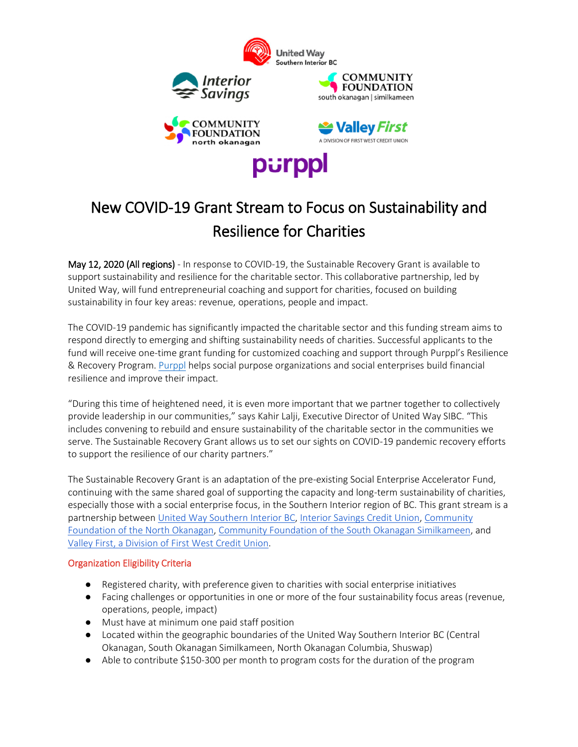# New COVID-19 Grant Stream to Focus on Sustainability and Resilience for Charities

**May 12, 2020 (All regions)** - In response to COVID-19, the Sustainable Recovery Grant is available to support sustainability and resilience for the charitable sector. This collaborative partnership, led by United Way, will fund entrepreneurial coaching and support for charities, focused on building sustainability in four key areas: revenue, operations, people and impact.

The COVID-19 pandemic has significantly impacted the charitable sector and this funding stream aims to respond directly to emerging and shifting sustainability needs of charities. Successful applicants to the fund will receive one-time grant funding for customized coaching and support through Purppl's Resilience & Recovery Program. Purppl helps social purpose organizations and social enterprises build financial resilience and improve their impact.

"During this time of heightened need, it is even more important that we partner together to collectively provide leadership in our communities," says Kahir Lalji, Executive Director of United Way SIBC. "This includes convening to rebuild and ensure sustainability of the charitable sector in the communities we serve. The Sustainable Recovery Grant allows us to set our sights on COVID-19 pandemic recovery efforts to support the resilience of our charity partners."

The Sustainable Recovery Grant is an adaptation of the pre-existing Social Enterprise Accelerator Fund, continuing with the same shared goal of supporting the capacity and long-term sustainability of charities, especially those with a social enterprise focus, in the Southern Interior region of BC. This grant stream is a partnership between United Way Southern Interior BC, Interior Savings Credit Union, Community Foundation of the North Okanagan, Community Foundation of the South Okanagan Similkameen, and Valley First, a Division of First West Credit Union.

## Organization Eligibility Criteria

- Registered charity, with preference given to charities with social enterprise initiatives
- Facing challenges or opportunities in one or more of the four sustainability focus areas (revenue, operations, people, impact)
- Must have at minimum one paid staff position
- Located within the geographic boundaries of the United Way Southern Interior BC (Central Okanagan, South Okanagan Similkameen, North Okanagan Columbia, Shuswap)
- Able to contribute $150-300 per month to program costs for the duration of the program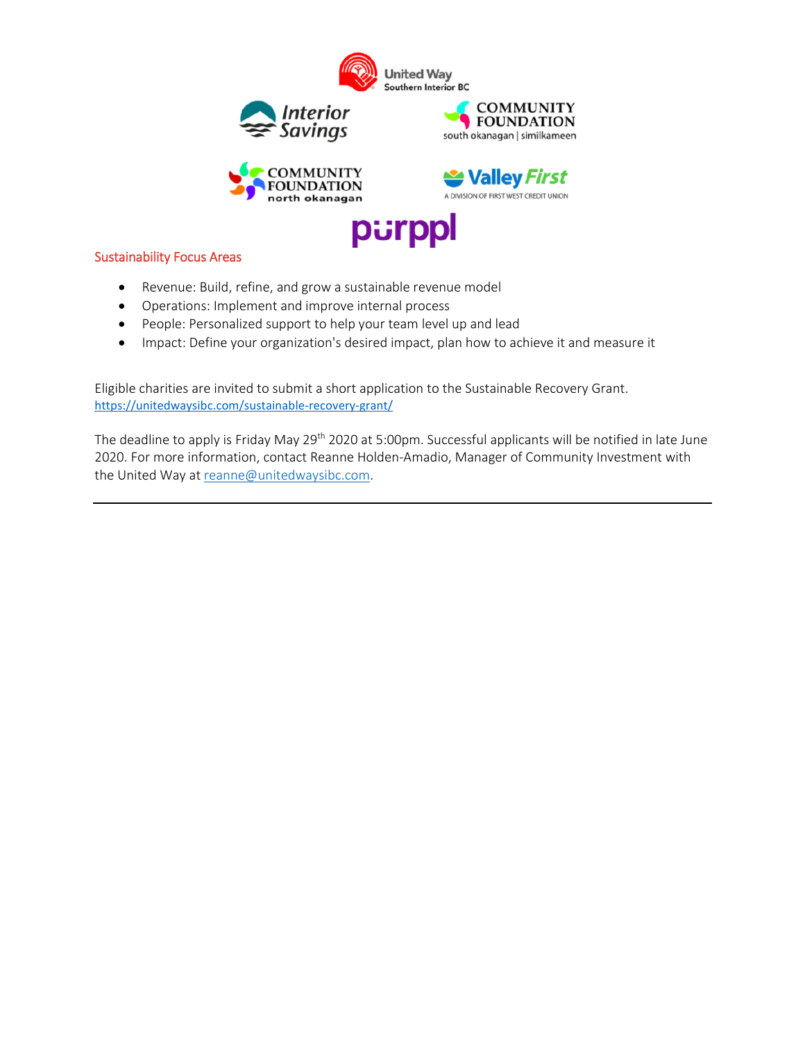## Sustainability Focus Areas

- Revenue: Build, refine, and grow a sustainable revenue model
- Operations: Implement and improve internal process
- People: Personalized support to help your team level up and lead
- Impact: Define your organization's desired impact, plan how to achieve it and measure it

Eligible charities are invited to submit a short application to the Sustainable Recovery Grant. https://unitedwaysibc.com/sustainable-recovery-grant/

The deadline to apply is Friday May 29th 2020 at 5:00pm. Successful applicants will be notified in late June 2020. For more information, contact Reanne Holden-Amadio, Manager of Community Investment with the United Way at reanne@unitedwaysibc.com.

---